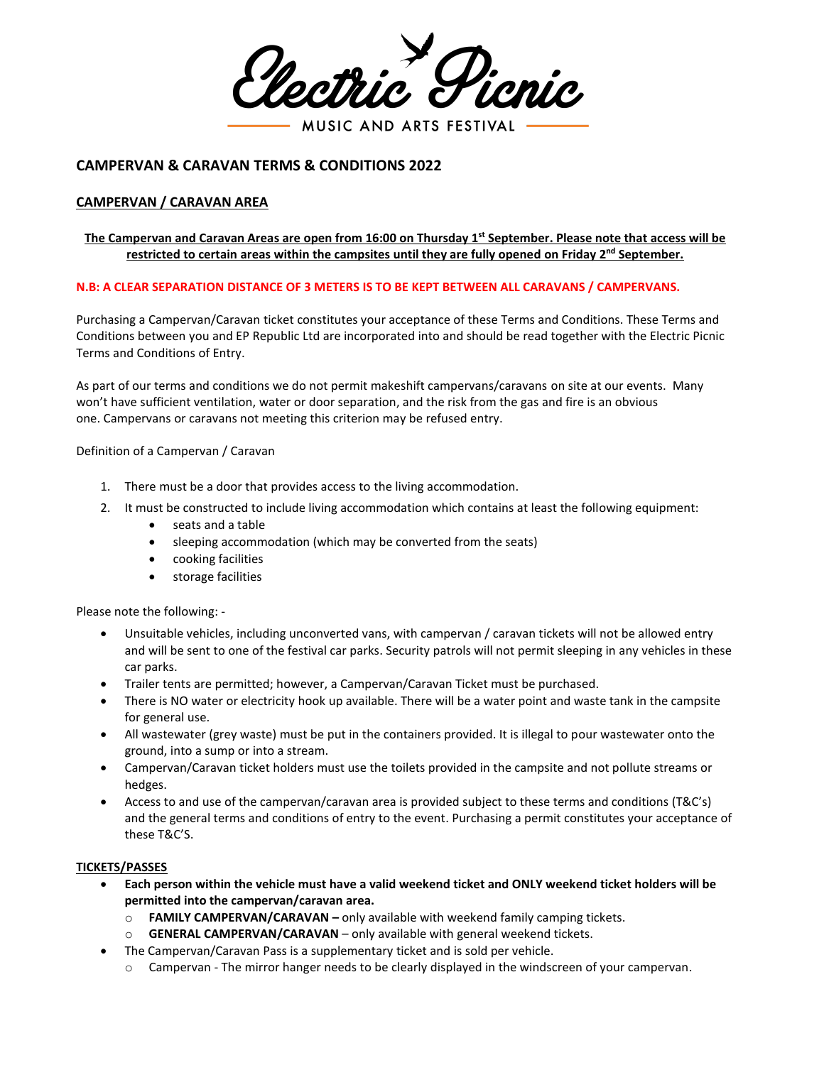# Electric Picnic

MUSIC AND ARTS FESTIVAL

## CAMPERVAN & CARAVAN TERMS & CONDITIONS 2022

### CAMPERVAN / CARAVAN AREA

**The Campervan and Caravan Areas are open from 16:00 on Thursday 1st September. Please note that access will be restricted to certain areas within the campsites until they are fully opened on Friday 2nd September.**

**N.B: A CLEAR SEPARATION DISTANCE OF 3 METERS IS TO BE KEPT BETWEEN ALL CARAVANS / CAMPERVANS.**

Purchasing a Campervan/Caravan ticket constitutes your acceptance of these Terms and Conditions. These Terms and Conditions between you and EP Republic Ltd are incorporated into and should be read together with the Electric Picnic Terms and Conditions of Entry.

As part of our terms and conditions we do not permit makeshift campervans/caravans on site at our events. Many won't have sufficient ventilation, water or door separation, and the risk from the gas and fire is an obvious one. Campervans or caravans not meeting this criterion may be refused entry.

Definition of a Campervan / Caravan

1. There must be a door that provides access to the living accommodation.
2. It must be constructed to include living accommodation which contains at least the following equipment:
   - seats and a table
   - sleeping accommodation (which may be converted from the seats)
   - cooking facilities
   - storage facilities

Please note the following: -

- Unsuitable vehicles, including unconverted vans, with campervan / caravan tickets will not be allowed entry and will be sent to one of the festival car parks. Security patrols will not permit sleeping in any vehicles in these car parks.
- Trailer tents are permitted; however, a Campervan/Caravan Ticket must be purchased.
- There is NO water or electricity hook up available. There will be a water point and waste tank in the campsite for general use.
- All wastewater (grey waste) must be put in the containers provided. It is illegal to pour wastewater onto the ground, into a sump or into a stream.
- Campervan/Caravan ticket holders must use the toilets provided in the campsite and not pollute streams or hedges.
- Access to and use of the campervan/caravan area is provided subject to these terms and conditions (T&C's) and the general terms and conditions of entry to the event. Purchasing a permit constitutes your acceptance of these T&C'S.

### TICKETS/PASSES

- **Each person within the vehicle must have a valid weekend ticket and ONLY weekend ticket holders will be permitted into the campervan/caravan area.**
  - **FAMILY CAMPERVAN/CARAVAN –** only available with weekend family camping tickets.
  - **GENERAL CAMPERVAN/CARAVAN** – only available with general weekend tickets.
- The Campervan/Caravan Pass is a supplementary ticket and is sold per vehicle.
  - Campervan - The mirror hanger needs to be clearly displayed in the windscreen of your campervan.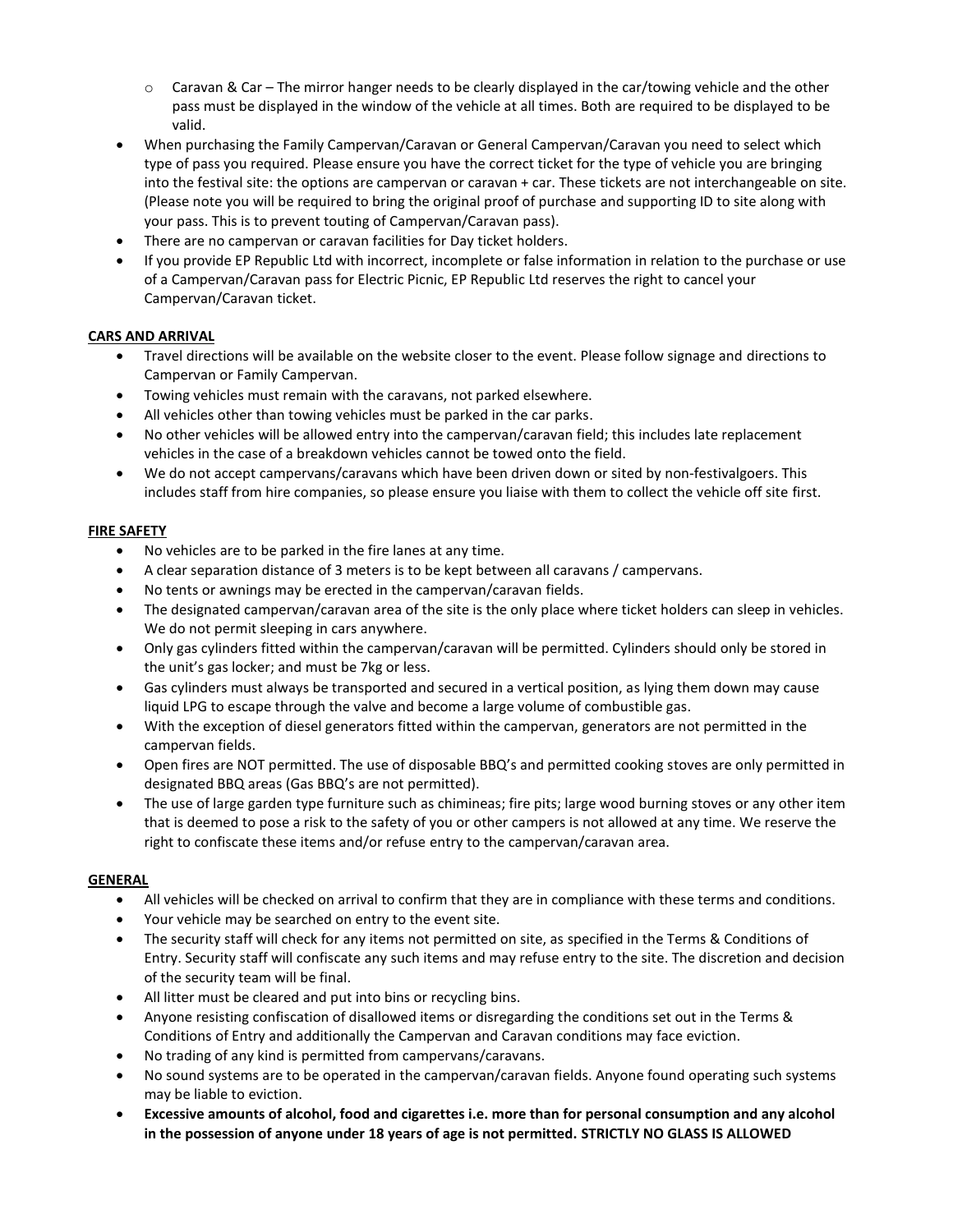- Caravan & Car – The mirror hanger needs to be clearly displayed in the car/towing vehicle and the other pass must be displayed in the window of the vehicle at all times. Both are required to be displayed to be valid.
- When purchasing the Family Campervan/Caravan or General Campervan/Caravan you need to select which type of pass you required. Please ensure you have the correct ticket for the type of vehicle you are bringing into the festival site: the options are campervan or caravan + car. These tickets are not interchangeable on site. (Please note you will be required to bring the original proof of purchase and supporting ID to site along with your pass. This is to prevent touting of Campervan/Caravan pass).
- There are no campervan or caravan facilities for Day ticket holders.
- If you provide EP Republic Ltd with incorrect, incomplete or false information in relation to the purchase or use of a Campervan/Caravan pass for Electric Picnic, EP Republic Ltd reserves the right to cancel your Campervan/Caravan ticket.

**CARS AND ARRIVAL**

- Travel directions will be available on the website closer to the event. Please follow signage and directions to Campervan or Family Campervan.
- Towing vehicles must remain with the caravans, not parked elsewhere.
- All vehicles other than towing vehicles must be parked in the car parks.
- No other vehicles will be allowed entry into the campervan/caravan field; this includes late replacement vehicles in the case of a breakdown vehicles cannot be towed onto the field.
- We do not accept campervans/caravans which have been driven down or sited by non-festivalgoers. This includes staff from hire companies, so please ensure you liaise with them to collect the vehicle off site first.

**FIRE SAFETY**

- No vehicles are to be parked in the fire lanes at any time.
- A clear separation distance of 3 meters is to be kept between all caravans / campervans.
- No tents or awnings may be erected in the campervan/caravan fields.
- The designated campervan/caravan area of the site is the only place where ticket holders can sleep in vehicles. We do not permit sleeping in cars anywhere.
- Only gas cylinders fitted within the campervan/caravan will be permitted. Cylinders should only be stored in the unit's gas locker; and must be 7kg or less.
- Gas cylinders must always be transported and secured in a vertical position, as lying them down may cause liquid LPG to escape through the valve and become a large volume of combustible gas.
- With the exception of diesel generators fitted within the campervan, generators are not permitted in the campervan fields.
- Open fires are NOT permitted. The use of disposable BBQ's and permitted cooking stoves are only permitted in designated BBQ areas (Gas BBQ's are not permitted).
- The use of large garden type furniture such as chimineas; fire pits; large wood burning stoves or any other item that is deemed to pose a risk to the safety of you or other campers is not allowed at any time. We reserve the right to confiscate these items and/or refuse entry to the campervan/caravan area.

**GENERAL**

- All vehicles will be checked on arrival to confirm that they are in compliance with these terms and conditions.
- Your vehicle may be searched on entry to the event site.
- The security staff will check for any items not permitted on site, as specified in the Terms & Conditions of Entry. Security staff will confiscate any such items and may refuse entry to the site. The discretion and decision of the security team will be final.
- All litter must be cleared and put into bins or recycling bins.
- Anyone resisting confiscation of disallowed items or disregarding the conditions set out in the Terms & Conditions of Entry and additionally the Campervan and Caravan conditions may face eviction.
- No trading of any kind is permitted from campervans/caravans.
- No sound systems are to be operated in the campervan/caravan fields. Anyone found operating such systems may be liable to eviction.
- **Excessive amounts of alcohol, food and cigarettes i.e. more than for personal consumption and any alcohol in the possession of anyone under 18 years of age is not permitted. STRICTLY NO GLASS IS ALLOWED**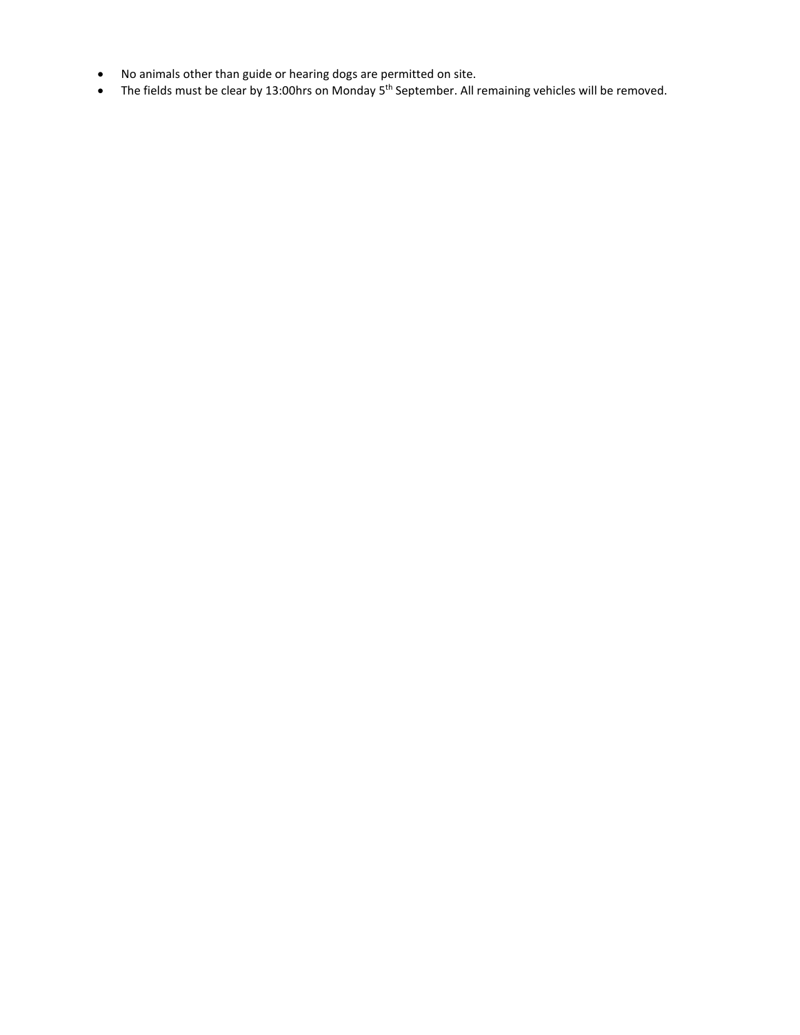- No animals other than guide or hearing dogs are permitted on site.
- The fields must be clear by 13:00hrs on Monday 5th September. All remaining vehicles will be removed.